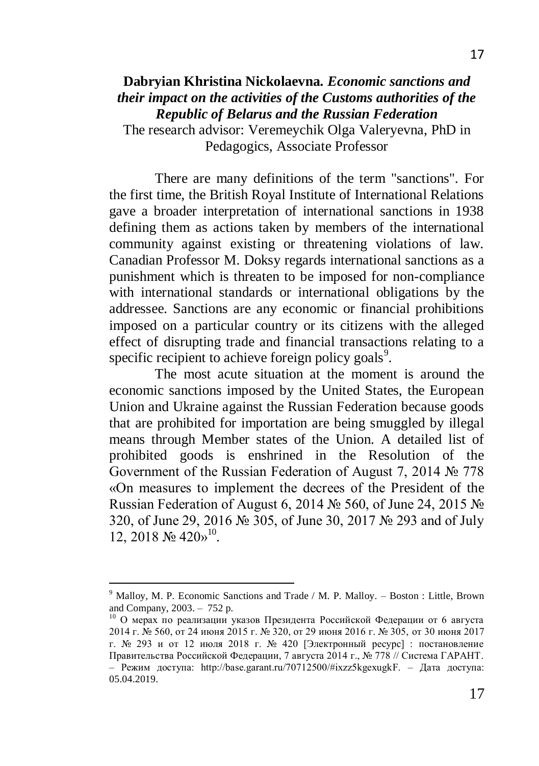**Dabryian Khristina Nickolaevna.** ***Economic sanctions and their impact on the activities of the Customs authorities of the Republic of Belarus and the Russian Federation***

The research advisor: Veremeychik Olga Valeryevna, PhD in Pedagogics, Associate Professor

There are many definitions of the term "sanctions". For the first time, the British Royal Institute of International Relations gave a broader interpretation of international sanctions in 1938 defining them as actions taken by members of the international community against existing or threatening violations of law. Canadian Professor M. Doksy regards international sanctions as a punishment which is threaten to be imposed for non-compliance with international standards or international obligations by the addressee. Sanctions are any economic or financial prohibitions imposed on a particular country or its citizens with the alleged effect of disrupting trade and financial transactions relating to a specific recipient to achieve foreign policy goals[9].

The most acute situation at the moment is around the economic sanctions imposed by the United States, the European Union and Ukraine against the Russian Federation because goods that are prohibited for importation are being smuggled by illegal means through Member states of the Union. A detailed list of prohibited goods is enshrined in the Resolution of the Government of the Russian Federation of August 7, 2014 № 778 «On measures to implement the decrees of the President of the Russian Federation of August 6, 2014 № 560, of June 24, 2015 № 320, of June 29, 2016 № 305, of June 30, 2017 № 293 and of July 12, 2018 № 420»[10].

---

[9] Malloy, M. P. Economic Sanctions and Trade / M. P. Malloy. – Boston : Little, Brown and Company, 2003. – 752 p.

[10] О мерах по реализации указов Президента Российской Федерации от 6 августа 2014 г. № 560, от 24 июня 2015 г. № 320, от 29 июня 2016 г. № 305, от 30 июня 2017 г. № 293 и от 12 июля 2018 г. № 420 [Электронный ресурс] : постановление Правительства Российской Федерации, 7 августа 2014 г., № 778 // Система ГАРАНТ. – Режим доступа: http://base.garant.ru/70712500/#ixzz5kgexugkF. – Дата доступа: 05.04.2019.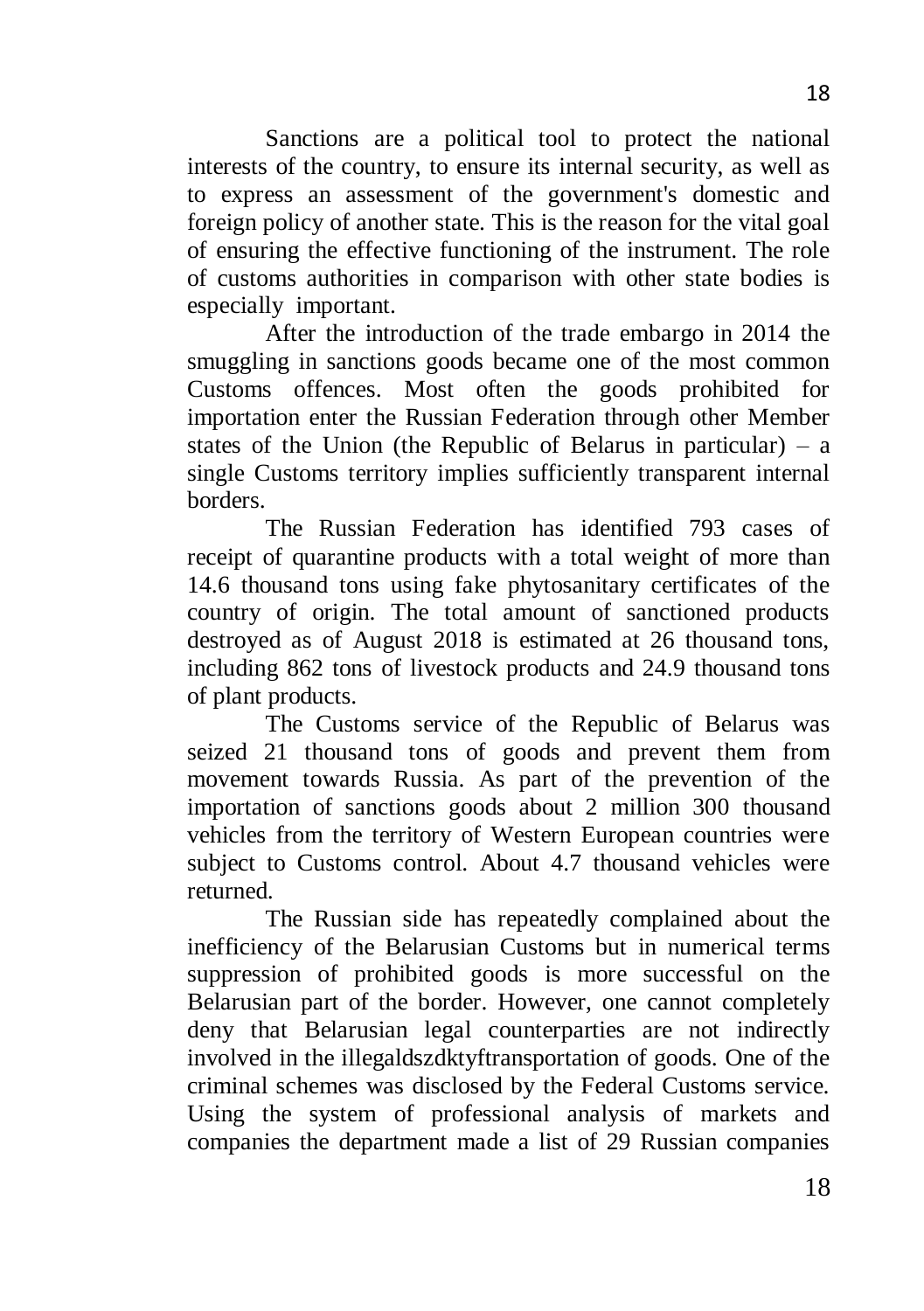Sanctions are a political tool to protect the national interests of the country, to ensure its internal security, as well as to express an assessment of the government's domestic and foreign policy of another state. This is the reason for the vital goal of ensuring the effective functioning of the instrument. The role of customs authorities in comparison with other state bodies is especially important.

After the introduction of the trade embargo in 2014 the smuggling in sanctions goods became one of the most common Customs offences. Most often the goods prohibited for importation enter the Russian Federation through other Member states of the Union (the Republic of Belarus in particular) – a single Customs territory implies sufficiently transparent internal borders.

The Russian Federation has identified 793 cases of receipt of quarantine products with a total weight of more than 14.6 thousand tons using fake phytosanitary certificates of the country of origin. The total amount of sanctioned products destroyed as of August 2018 is estimated at 26 thousand tons, including 862 tons of livestock products and 24.9 thousand tons of plant products.

The Customs service of the Republic of Belarus was seized 21 thousand tons of goods and prevent them from movement towards Russia. As part of the prevention of the importation of sanctions goods about 2 million 300 thousand vehicles from the territory of Western European countries were subject to Customs control. About 4.7 thousand vehicles were returned.

The Russian side has repeatedly complained about the inefficiency of the Belarusian Customs but in numerical terms suppression of prohibited goods is more successful on the Belarusian part of the border. However, one cannot completely deny that Belarusian legal counterparties are not indirectly involved in the illegaldszdktyftransportation of goods. One of the criminal schemes was disclosed by the Federal Customs service. Using the system of professional analysis of markets and companies the department made a list of 29 Russian companies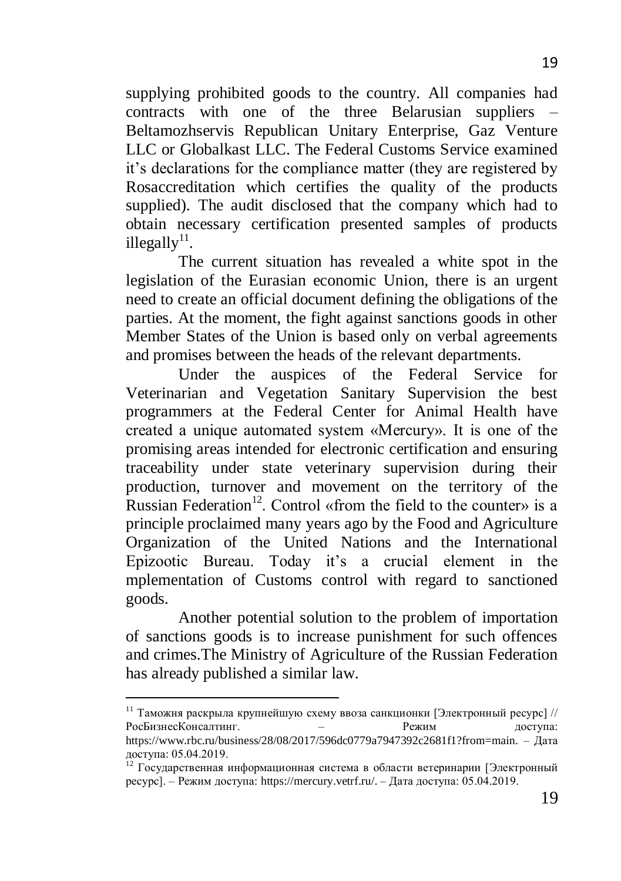supplying prohibited goods to the country. All companies had contracts with one of the three Belarusian suppliers – Beltamozhservis Republican Unitary Enterprise, Gaz Venture LLC or Globalkast LLC. The Federal Customs Service examined it's declarations for the compliance matter (they are registered by Rosaccreditation which certifies the quality of the products supplied). The audit disclosed that the company which had to obtain necessary certification presented samples of products illegally[11].

The current situation has revealed a white spot in the legislation of the Eurasian economic Union, there is an urgent need to create an official document defining the obligations of the parties. At the moment, the fight against sanctions goods in other Member States of the Union is based only on verbal agreements and promises between the heads of the relevant departments.

Under the auspices of the Federal Service for Veterinarian and Vegetation Sanitary Supervision the best programmers at the Federal Center for Animal Health have created a unique automated system «Mercury». It is one of the promising areas intended for electronic certification and ensuring traceability under state veterinary supervision during their production, turnover and movement on the territory of the Russian Federation[12]. Control «from the field to the counter» is a principle proclaimed many years ago by the Food and Agriculture Organization of the United Nations and the International Epizootic Bureau. Today it's a crucial element in the mplementation of Customs control with regard to sanctioned goods.

Another potential solution to the problem of importation of sanctions goods is to increase punishment for such offences and crimes.The Ministry of Agriculture of the Russian Federation has already published a similar law.

---

[11] Таможня раскрыла крупнейшую схему ввоза санкционки [Электронный ресурс] // РосБизнесКонсалтинг. – Режим доступа: https://www.rbc.ru/business/28/08/2017/596dc0779a7947392c2681f1?from=main. – Дата доступа: 05.04.2019.

[12] Государственная информационная система в области ветеринарии [Электронный ресурс]. – Режим доступа: https://mercury.vetrf.ru/. – Дата доступа: 05.04.2019.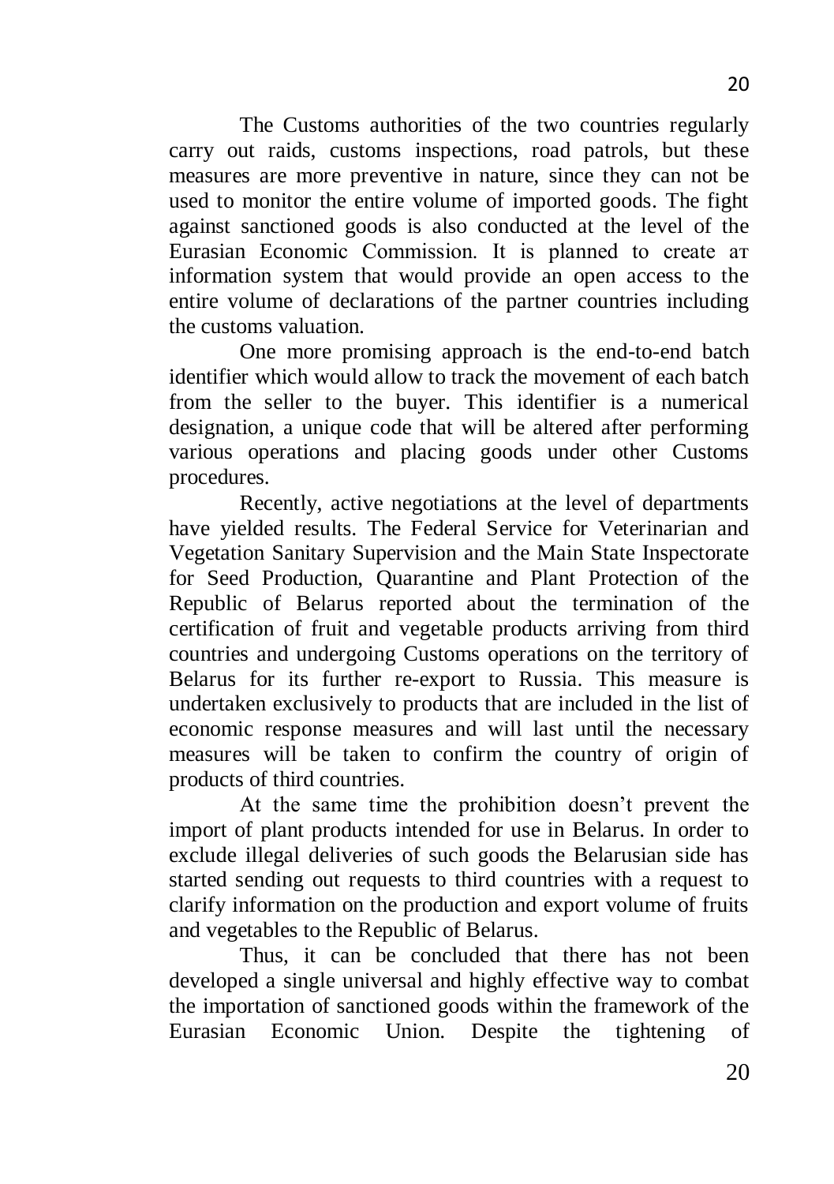The Customs authorities of the two countries regularly carry out raids, customs inspections, road patrols, but these measures are more preventive in nature, since they can not be used to monitor the entire volume of imported goods. The fight against sanctioned goods is also conducted at the level of the Eurasian Economic Commission. It is planned to create aт information system that would provide an open access to the entire volume of declarations of the partner countries including the customs valuation.

One more promising approach is the end-to-end batch identifier which would allow to track the movement of each batch from the seller to the buyer. This identifier is a numerical designation, a unique code that will be altered after performing various operations and placing goods under other Customs procedures.

Recently, active negotiations at the level of departments have yielded results. The Federal Service for Veterinarian and Vegetation Sanitary Supervision and the Main State Inspectorate for Seed Production, Quarantine and Plant Protection of the Republic of Belarus reported about the termination of the certification of fruit and vegetable products arriving from third countries and undergoing Customs operations on the territory of Belarus for its further re-export to Russia. This measure is undertaken exclusively to products that are included in the list of economic response measures and will last until the necessary measures will be taken to confirm the country of origin of products of third countries.

At the same time the prohibition doesn't prevent the import of plant products intended for use in Belarus. In order to exclude illegal deliveries of such goods the Belarusian side has started sending out requests to third countries with a request to clarify information on the production and export volume of fruits and vegetables to the Republic of Belarus.

Thus, it can be concluded that there has not been developed a single universal and highly effective way to combat the importation of sanctioned goods within the framework of the Eurasian Economic Union. Despite the tightening of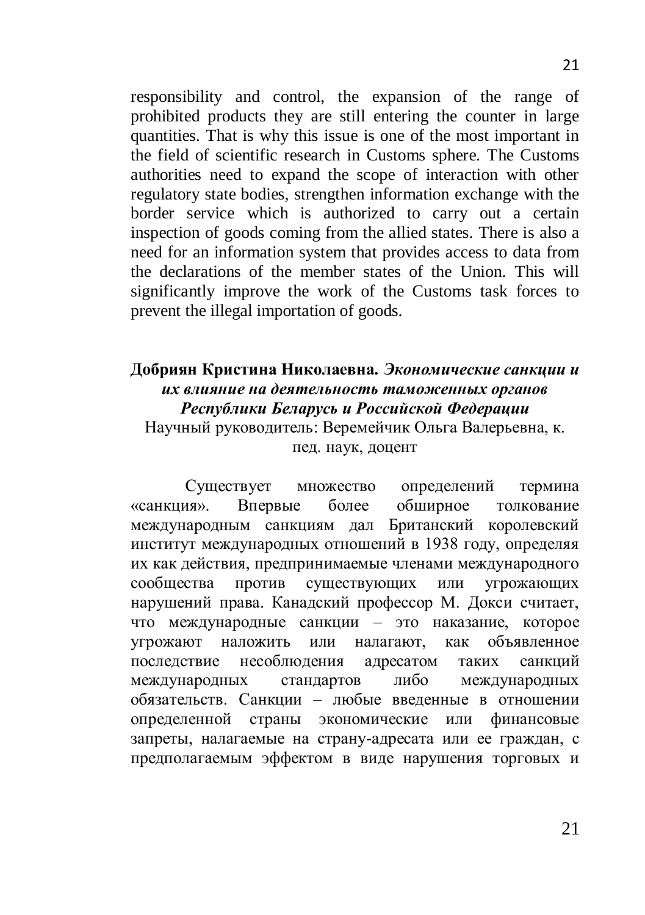responsibility and control, the expansion of the range of prohibited products they are still entering the counter in large quantities. That is why this issue is one of the most important in the field of scientific research in Customs sphere. The Customs authorities need to expand the scope of interaction with other regulatory state bodies, strengthen information exchange with the border service which is authorized to carry out a certain inspection of goods coming from the allied states. There is also a need for an information system that provides access to data from the declarations of the member states of the Union. This will significantly improve the work of the Customs task forces to prevent the illegal importation of goods.

**Добриян Кристина Николаевна.** ***Экономические санкции и их влияние на деятельность таможенных органов Республики Беларусь и Российской Федерации***

Научный руководитель: Веремейчик Ольга Валерьевна, к. пед. наук, доцент

Существует множество определений термина «санкция». Впервые более обширное толкование международным санкциям дал Британский королевский институт международных отношений в 1938 году, определяя их как действия, предпринимаемые членами международного сообщества против существующих или угрожающих нарушений права. Канадский профессор М. Докси считает, что международные санкции – это наказание, которое угрожают наложить или налагают, как объявленное последствие несоблюдения адресатом таких санкций международных стандартов либо международных обязательств. Санкции – любые введенные в отношении определенной страны экономические или финансовые запреты, налагаемые на страну-адресата или ее граждан, с предполагаемым эффектом в виде нарушения торговых и